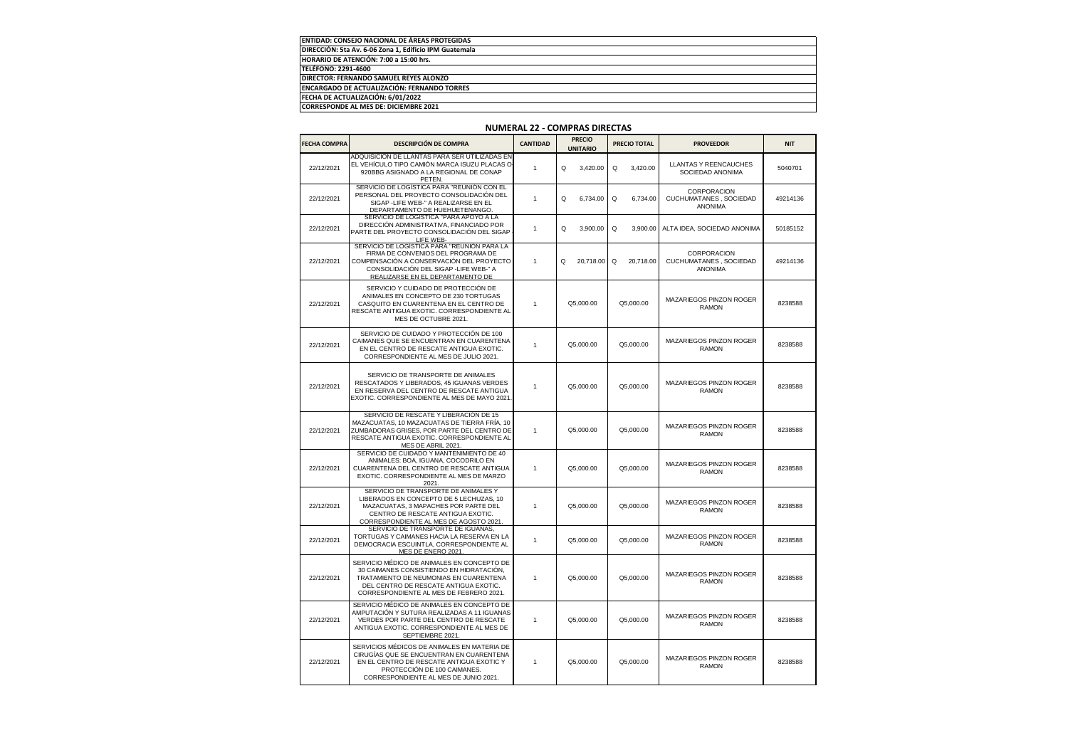**ENTIDAD: CONSEJO NACIONAL DE ÁREAS PROTEGIDAS**
**DIRECCIÓN: 5ta Av. 6-06 Zona 1, Edificio IPM Guatemala**
**HORARIO DE ATENCIÓN: 7:00 a 15:00 hrs.**
**TELÉFONO: 2291-4600**
**DIRECTOR: FERNANDO SAMUEL REYES ALONZO**
**ENCARGADO DE ACTUALIZACIÓN: FERNANDO TORRES**
**FECHA DE ACTUALIZACIÓN: 6/01/2022**
**CORRESPONDE AL MES DE: DICIEMBRE 2021**

## NUMERAL 22 - COMPRAS DIRECTAS

| FECHA COMPRA | DESCRIPCIÓN DE COMPRA | CANTIDAD | PRECIO UNITARIO | PRECIO TOTAL | PROVEEDOR | NIT |
|---|---|---|---|---|---|---|
| 22/12/2021 | ADQUISICIÓN DE LLANTAS PARA SER UTILIZADAS EN EL VEHÍCULO TIPO CAMIÓN MARCA ISUZU PLACAS O-920BBG ASIGNADO A LA REGIONAL DE CONAP PETEN. | 1 | Q 3,420.00 | Q 3,420.00 | LLANTAS Y REENCAUCHES SOCIEDAD ANONIMA | 5040701 |
| 22/12/2021 | SERVICIO DE LOGÍSTICA PARA "REUNION CON EL PERSONAL DEL PROYECTO CONSOLIDACIÓN DEL SIGAP -LIFE WEB-" A REALIZARSE EN EL DEPARTAMENTO DE HUEHUETENANGO. | 1 | Q 6,734.00 | Q 6,734.00 | CORPORACION CUCHUMATANES , SOCIEDAD ANONIMA | 49214136 |
| 22/12/2021 | SERVICIO DE LOGÍSTICA "PARA APOYO A LA DIRECCIÓN ADMINISTRATIVA, FINANCIADO POR PARTE DEL PROYECTO CONSOLIDACIÓN DEL SIGAP LIFE WEB- | 1 | Q 3,900.00 | Q 3,900.00 | ALTA IDEA, SOCIEDAD ANONIMA | 50185152 |
| 22/12/2021 | SERVICIO DE LOGÍSTICA PARA "REUNIÓN PARA LA FIRMA DE CONVENIOS DEL PROGRAMA DE COMPENSACIÓN A CONSERVACIÓN DEL PROYECTO CONSOLIDACIÓN DEL SIGAP -LIFE WEB-" A REALIZARSE EN EL DEPARTAMENTO DE | 1 | Q 20,718.00 | Q 20,718.00 | CORPORACION CUCHUMATANES , SOCIEDAD ANONIMA | 49214136 |
| 22/12/2021 | SERVICIO Y CUIDADO DE PROTECCIÓN DE ANIMALES EN CONCEPTO DE 230 TORTUGAS CASQUITO EN CUARENTENA EN EL CENTRO DE RESCATE ANTIGUA EXOTIC. CORRESPONDIENTE AL MES DE OCTUBRE 2021. | 1 | Q5,000.00 | Q5,000.00 | MAZARIEGOS PINZON ROGER RAMON | 8238588 |
| 22/12/2021 | SERVICIO DE CUIDADO Y PROTECCIÓN DE 100 CAIMANES QUE SE ENCUENTRAN EN CUARENTENA EN EL CENTRO DE RESCATE ANTIGUA EXOTIC. CORRESPONDIENTE AL MES DE JULIO 2021. | 1 | Q5,000.00 | Q5,000.00 | MAZARIEGOS PINZON ROGER RAMON | 8238588 |
| 22/12/2021 | SERVICIO DE TRANSPORTE DE ANIMALES RESCATADOS Y LIBERADOS, 45 IGUANAS VERDES EN RESERVA DEL CENTRO DE RESCATE ANTIGUA EXOTIC. CORRESPONDIENTE AL MES DE MAYO 2021. | 1 | Q5,000.00 | Q5,000.00 | MAZARIEGOS PINZON ROGER RAMON | 8238588 |
| 22/12/2021 | SERVICIO DE RESCATE Y LIBERACIÓN DE 15 MAZACUATAS, 10 MAZACUATAS DE TIERRA FRÍA, 10 ZUMBADORAS GRISES, POR PARTE DEL CENTRO DE RESCATE ANTIGUA EXOTIC. CORRESPONDIENTE AL MES DE ABRIL 2021. | 1 | Q5,000.00 | Q5,000.00 | MAZARIEGOS PINZON ROGER RAMON | 8238588 |
| 22/12/2021 | SERVICIO DE CUIDADO Y MANTENIMIENTO DE 40 ANIMALES: BOA, IGUANA, COCODRILO EN CUARENTENA DEL CENTRO DE RESCATE ANTIGUA EXOTIC. CORRESPONDIENTE AL MES DE MARZO 2021. | 1 | Q5,000.00 | Q5,000.00 | MAZARIEGOS PINZON ROGER RAMON | 8238588 |
| 22/12/2021 | SERVICIO DE TRANSPORTE DE ANIMALES Y LIBERADOS EN CONCEPTO DE 5 LECHUZAS, 10 MAZACUATAS, 3 MAPACHES POR PARTE DEL CENTRO DE RESCATE ANTIGUA EXOTIC. CORRESPONDIENTE AL MES DE AGOSTO 2021. | 1 | Q5,000.00 | Q5,000.00 | MAZARIEGOS PINZON ROGER RAMON | 8238588 |
| 22/12/2021 | SERVICIO DE TRANSPORTE DE IGUANAS, TORTUGAS Y CAIMANES HACIA LA RESERVA EN LA DEMOCRACIA ESCUINTLA, CORRESPONDIENTE AL MES DE ENERO 2021. | 1 | Q5,000.00 | Q5,000.00 | MAZARIEGOS PINZON ROGER RAMON | 8238588 |
| 22/12/2021 | SERVICIO MÉDICO DE ANIMALES EN CONCEPTO DE 30 CAIMANES CONSISTIENDO EN HIDRATACIÓN, TRATAMIENTO DE NEUMONIAS EN CUARENTENA DEL CENTRO DE RESCATE ANTIGUA EXOTIC. CORRESPONDIENTE AL MES DE FEBRERO 2021. | 1 | Q5,000.00 | Q5,000.00 | MAZARIEGOS PINZON ROGER RAMON | 8238588 |
| 22/12/2021 | SERVICIO MÉDICO DE ANIMALES EN CONCEPTO DE AMPUTACIÓN Y SUTURA REALIZADAS A 11 IGUANAS VERDES POR PARTE DEL CENTRO DE RESCATE ANTIGUA EXOTIC. CORRESPONDIENTE AL MES DE SEPTIEMBRE 2021. | 1 | Q5,000.00 | Q5,000.00 | MAZARIEGOS PINZON ROGER RAMON | 8238588 |
| 22/12/2021 | SERVICIOS MÉDICOS DE ANIMALES EN MATERIA DE CIRUGÍAS QUE SE ENCUENTRAN EN CUARENTENA EN EL CENTRO DE RESCATE ANTIGUA EXOTIC Y PROTECCIÓN DE 100 CAIMANES. CORRESPONDIENTE AL MES DE JUNIO 2021. | 1 | Q5,000.00 | Q5,000.00 | MAZARIEGOS PINZON ROGER RAMON | 8238588 |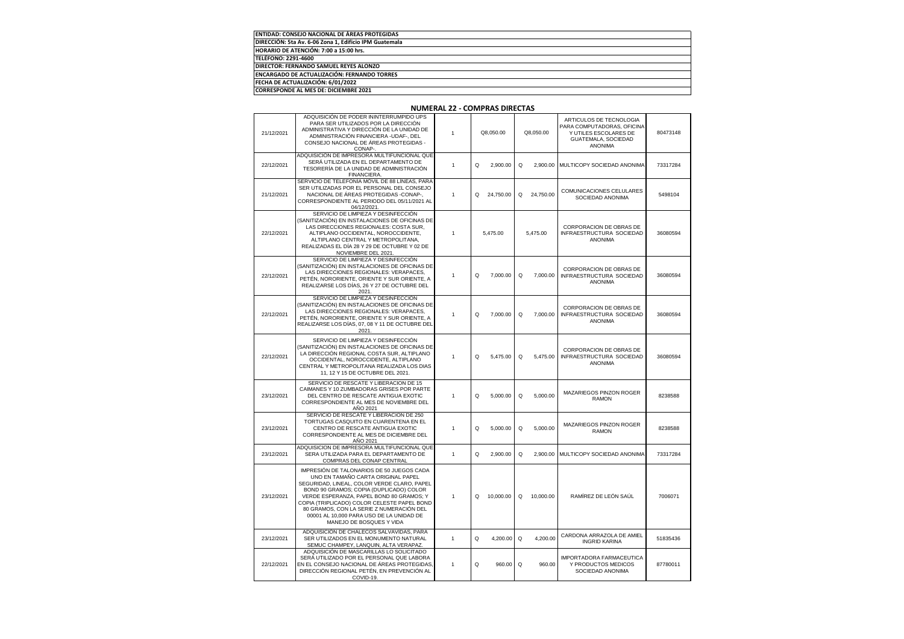**ENTIDAD: CONSEJO NACIONAL DE ÁREAS PROTEGIDAS**
**DIRECCIÓN: 5ta Av. 6-06 Zona 1, Edificio IPM Guatemala**
**HORARIO DE ATENCIÓN: 7:00 a 15:00 hrs.**
**TELÉFONO: 2291-4600**
**DIRECTOR: FERNANDO SAMUEL REYES ALONZO**
**ENCARGADO DE ACTUALIZACIÓN: FERNANDO TORRES**
**FECHA DE ACTUALIZACIÓN: 6/01/2022**
**CORRESPONDE AL MES DE: DICIEMBRE 2021**

## NUMERAL 22 - COMPRAS DIRECTAS

| | | | | | | |
|---|---|---|---|---|---|---|
| 21/12/2021 | ADQUISICIÓN DE PODER ININTERRUMPIDO UPS PARA SER UTILIZADOS POR LA DIRECCIÓN ADMINISTRATIVA Y DIRECCIÓN DE LA UNIDAD DE ADMINISTRACIÓN FINANCIERA -UDAF-, DEL CONSEJO NACIONAL DE ÁREAS PROTEGIDAS -CONAP-. | 1 | Q8,050.00 | Q8,050.00 | ARTICULOS DE TECNOLOGIA PARA COMPUTADORAS, OFICINA Y UTILES ESCOLARES DE GUATEMALA, SOCIEDAD ANONIMA | 80473148 |
| 22/12/2021 | ADQUISICIÓN DE IMPRESORA MULTIFUNCIONAL QUE SERÁ UTILIZADA EN EL DEPARTAMENTO DE TESORERÍA DE LA UNIDAD DE ADMINISTRACIÓN FINANCIERA. | 1 | Q 2,900.00 | Q 2,900.00 | MULTICOPY SOCIEDAD ANONIMA | 73317284 |
| 21/12/2021 | SERVICIO DE TELEFONÍA MÓVIL DE 88 LÍNEAS, PARA SER UTILIZADAS POR EL PERSONAL DEL CONSEJO NACIONAL DE ÁREAS PROTEGIDAS -CONAP-, CORRESPONDIENTE AL PERIODO DEL 05/11/2021 AL 04/12/2021. | 1 | Q 24,750.00 | Q 24,750.00 | COMUNICACIONES CELULARES SOCIEDAD ANONIMA | 5498104 |
| 22/12/2021 | SERVICIO DE LIMPIEZA Y DESINFECCIÓN (SANITIZACIÓN) EN INSTALACIONES DE OFICINAS DE LAS DIRECCIONES REGIONALES: COSTA SUR, ALTIPLANO OCCIDENTAL, NOROCCIDENTE, ALTIPLANO CENTRAL Y METROPOLITANA, REALIZADAS EL DÍA 28 Y 29 DE OCTUBRE Y 02 DE NOVIEMBRE DEL 2021. | 1 | 5,475.00 | 5,475.00 | CORPORACION DE OBRAS DE INFRAESTRUCTURA SOCIEDAD ANONIMA | 36080594 |
| 22/12/2021 | SERVICIO DE LIMPIEZA Y DESINFECCIÓN (SANITIZACIÓN) EN INSTALACIONES DE OFICINAS DE LAS DIRECCIONES REGIONALES: VERAPACES, PETÉN, NORORIENTE, ORIENTE Y SUR ORIENTE, A REALIZARSE LOS DÍAS, 26 Y 27 DE OCTUBRE DEL 2021. | 1 | Q 7,000.00 | Q 7,000.00 | CORPORACION DE OBRAS DE INFRAESTRUCTURA SOCIEDAD ANONIMA | 36080594 |
| 22/12/2021 | SERVICIO DE LIMPIEZA Y DESINFECCIÓN (SANITIZACIÓN) EN INSTALACIONES DE OFICINAS DE LAS DIRECCIONES REGIONALES: VERAPACES, PETÉN, NORORIENTE, ORIENTE Y SUR ORIENTE, A REALIZARSE LOS DÍAS, 07, 08 Y 11 DE OCTUBRE DEL 2021. | 1 | Q 7,000.00 | Q 7,000.00 | CORPORACION DE OBRAS DE INFRAESTRUCTURA SOCIEDAD ANONIMA | 36080594 |
| 22/12/2021 | SERVICIO DE LIMPIEZA Y DESINFECCIÓN (SANITIZACIÓN) EN INSTALACIONES DE OFICINAS DE LA DIRECCIÓN REGIONAL COSTA SUR, ALTIPLANO OCCIDENTAL, NOROCCIDENTE, ALTIPLANO CENTRAL Y METROPOLITANA REALIZADA LOS DIAS 11, 12 Y 15 DE OCTUBRE DEL 2021. | 1 | Q 5,475.00 | Q 5,475.00 | CORPORACION DE OBRAS DE INFRAESTRUCTURA SOCIEDAD ANONIMA | 36080594 |
| 23/12/2021 | SERVICIO DE RESCATE Y LIBERACION DE 15 CAIMANES Y 10 ZUMBADORAS GRISES POR PARTE DEL CENTRO DE RESCATE ANTIGUA EXOTIC CORRESPONDIENTE AL MES DE NOVIEMBRE DEL AÑO 2021 | 1 | Q 5,000.00 | Q 5,000.00 | MAZARIEGOS PINZON ROGER RAMON | 8238588 |
| 23/12/2021 | SERVICIO DE RESCATE Y LIBERACION DE 250 TORTUGAS CASQUITO EN CUARENTENA EN EL CENTRO DE RESCATE ANTIGUA EXOTIC CORRESPONDIENTE AL MES DE DICIEMBRE DEL AÑO 2021 | 1 | Q 5,000.00 | Q 5,000.00 | MAZARIEGOS PINZON ROGER RAMON | 8238588 |
| 23/12/2021 | ADQUISICION DE IMPRESORA MULTIFUNCIONAL QUE SERA UTILIZADA PARA EL DEPARTAMENTO DE COMPRAS DEL CONAP CENTRAL | 1 | Q 2,900.00 | Q 2,900.00 | MULTICOPY SOCIEDAD ANONIMA | 73317284 |
| 23/12/2021 | IMPRESIÓN DE TALONARIOS DE 50 JUEGOS CADA UNO EN TAMAÑO CARTA ORIGINAL PAPEL SEGURIDAD, LINEAL, COLOR VERDE CLARO, PAPEL BOND 90 GRAMOS; COPIA (DUPLICADO) COLOR VERDE ESPERANZA, PAPEL BOND 80 GRAMOS; Y COPIA (TRIPLICADO) COLOR CELESTE PAPEL BOND 80 GRAMOS, CON LA SERIE Z NUMERACIÓN DEL 00001 AL 10,000 PARA USO DE LA UNIDAD DE MANEJO DE BOSQUES Y VIDA | 1 | Q 10,000.00 | Q 10,000.00 | RAMÍREZ DE LEÓN SAÚL | 7006071 |
| 23/12/2021 | ADQUISICIÓN DE CHALECOS SALVAVIDAS, PARA SER UTILIZADOS EN EL MONUMENTO NATURAL SEMUC CHAMPEY, LANQUIN, ALTA VERAPAZ. | 1 | Q 4,200.00 | Q 4,200.00 | CARDONA ARRAZOLA DE AMIEL INGRID KARINA | 51835436 |
| 22/12/2021 | ADQUISICIÓN DE MASCARILLAS LO SOLICITADO SERÁ UTILIZADO POR EL PERSONAL QUE LABORA EN EL CONSEJO NACIONAL DE ÁREAS PROTEGIDAS, DIRECCIÓN REGIONAL PETÉN, EN PREVENCIÓN AL COVID-19. | 1 | Q 960.00 | Q 960.00 | IMPORTADORA FARMACEUTICA Y PRODUCTOS MEDICOS SOCIEDAD ANONIMA | 87780011 |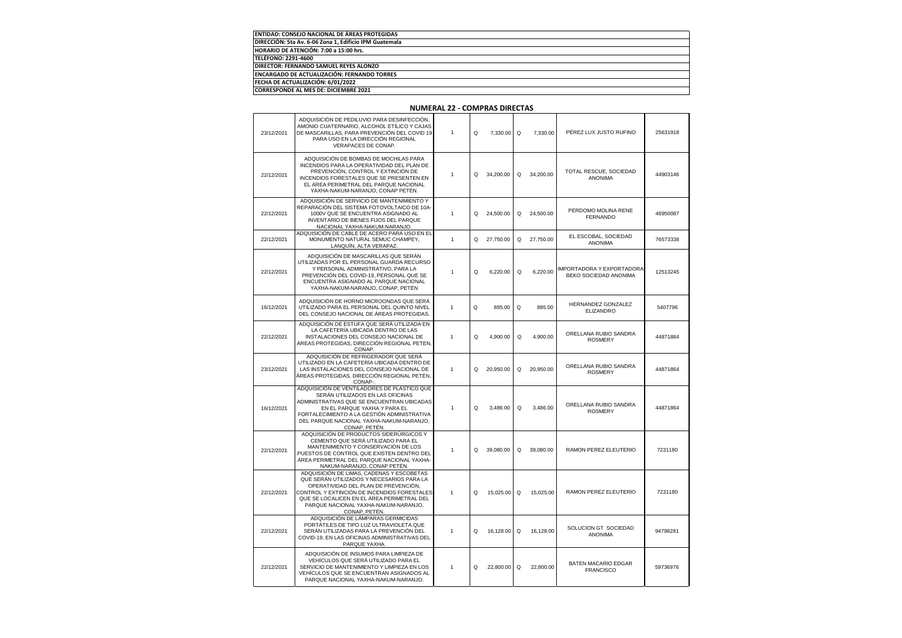| ENTIDAD: CONSEJO NACIONAL DE ÁREAS PROTEGIDAS |
|---|
| DIRECCIÓN: 5ta Av. 6-06 Zona 1, Edificio IPM Guatemala |
| HORARIO DE ATENCIÓN: 7:00 a 15:00 hrs. |
| TELÉFONO: 2291-4600 |
| DIRECTOR: FERNANDO SAMUEL REYES ALONZO |
| ENCARGADO DE ACTUALIZACIÓN: FERNANDO TORRES |
| FECHA DE ACTUALIZACIÓN: 6/01/2022 |
| CORRESPONDE AL MES DE: DICIEMBRE 2021 |

## NUMERAL 22 - COMPRAS DIRECTAS

| | | | | | | | | |
|---|---|---|---|---|---|---|---|---|
| 23/12/2021 | ADQUISICIÓN DE PEDILUVIO PARA DESINFECCIÓN, AMONIO CUATERNARIO, ALCOHOL ETÍLICO Y CAJAS DE MASCARILLAS, PARA PREVENCIÓN DEL COVID 19 PARA USO EN LA DIRECCIÓN REGIONAL VERAPACES DE CONAP. | 1 | Q | 7,330.00 | Q | 7,330.00 | PÉREZ LUX JUSTO RUFINO | 25631918 |
| 22/12/2021 | ADQUISICIÓN DE BOMBAS DE MOCHILAS PARA INCENDIOS PARA LA OPERATIVIDAD DEL PLAN DE PREVENCIÓN, CONTROL Y EXTINCIÓN DE INCENDIOS FORESTALES QUE SE PRESENTEN EN EL ÁREA PERIMETRAL DEL PARQUE NACIONAL YAXHA-NAKUM-NARANJO, CONAP PETÉN. | 1 | Q | 34,200.00 | Q | 34,200.00 | TOTAL RESCUE, SOCIEDAD ANONIMA | 44903146 |
| 22/12/2021 | ADQUISICIÓN DE SERVICIO DE MANTENIMIENTO Y REPARACIÓN DEL SISTEMA FOTOVOLTAICO DE 10A-1000V QUE SE ENCUENTRA ASIGNADO AL INVENTARIO DE BIENES FIJOS DEL PARQUE NACIONAL YAXHA-NAKUM-NARANJO. | 1 | Q | 24,500.00 | Q | 24,500.00 | PERDOMO MOLINA RENE FERNANDO | 46950087 |
| 22/12/2021 | ADQUISICIÓN DE CABLE DE ACERO PARA USO EN EL MONUMENTO NATURAL SEMUC CHAMPEY, LANQUÍN, ALTA VERAPAZ. | 1 | Q | 27,750.00 | Q | 27,750.00 | EL ESCOBAL, SOCIEDAD ANONIMA | 76573338 |
| 22/12/2021 | ADQUISICIÓN DE MASCARILLAS QUE SERÁN UTILIZADAS POR EL PERSONAL GUARDA RECURSO Y PERSONAL ADMINISTRATIVO, PARA LA PREVENCIÓN DEL COVID-19, PERSONAL QUE SE ENCUENTRA ASIGNADO AL PARQUE NACIONAL YAXHA-NAKUM-NARANJO, CONAP, PETÉN | 1 | Q | 6,220.00 | Q | 6,220.00 | IMPORTADORA Y EXPORTADORA BEKO SOCIEDAD ANONIMA | 12513245 |
| 16/12/2021 | ADQUISICIÓN DE HORNO MICROONDAS QUE SERÁ UTILIZADO PARA EL PERSONAL DEL QUINTO NIVEL DEL CONSEJO NACIONAL DE ÁREAS PROTEGIDAS. | 1 | Q | 895.00 | Q | 895.00 | HERNANDEZ GONZALEZ ELIZANDRO | 5407796 |
| 22/12/2021 | ADQUISICIÓN DE ESTUFA QUE SERÁ UTILIZADA EN LA CAFETERÍA UBICADA DENTRO DE LAS INSTALACIONES DEL CONSEJO NACIONAL DE ÁREAS PROTEGIDAS, DIRECCIÓN REGIONAL PETEN, CONAP. | 1 | Q | 4,900.00 | Q | 4,900.00 | ORELLANA RUBIO SANDRA ROSMERY | 44871864 |
| 23/12/2021 | ADQUISICIÓN DE REFRIGERADOR QUE SERÁ UTILIZADO EN LA CAFETERÍA UBICADA DENTRO DE LAS INSTALACIONES DEL CONSEJO NACIONAL DE ÁREAS PROTEGIDAS, DIRECCIÓN REGIONAL PETÉN, CONAP-. | 1 | Q | 20,950.00 | Q | 20,950.00 | ORELLANA RUBIO SANDRA ROSMERY | 44871864 |
| 16/12/2021 | ADQUISICIÓN DE VENTILADORES DE PLÁSTICO QUE SERÁN UTILIZADOS EN LAS OFICINAS ADMINISTRATIVAS QUE SE ENCUENTRAN UBICADAS EN EL PARQUE YAXHA Y PARA EL FORTALECIMIENTO A LA GESTIÓN ADMINISTRATIVA DEL PARQUE NACIONAL YAXHA-NAKUM-NARANJO, CONAP, PETÉN. | 1 | Q | 3,486.00 | Q | 3,486.00 | ORELLANA RUBIO SANDRA ROSMERY | 44871864 |
| 22/12/2021 | ADQUISICIÓN DE PRODUCTOS SIDERÚRGICOS Y CEMENTO QUE SERÁ UTILIZADO PARA EL MANTENIMIENTO Y CONSERVACIÓN DE LOS PUESTOS DE CONTROL QUE EXISTEN DENTRO DEL ÁREA PERIMETRAL DEL PARQUE NACIONAL YAXHA-NAKUM-NARANJO, CONAP PETÉN. | 1 | Q | 39,080.00 | Q | 39,080.00 | RAMON PEREZ ELEUTERIO | 7231180 |
| 22/12/2021 | ADQUISICIÓN DE LIMAS, CADENAS Y ESCOBETAS QUE SERÁN UTILIZADOS Y NECESARIOS PARA LA OPERATIVIDAD DEL PLAN DE PREVENCIÓN, CONTROL Y EXTINCIÓN DE INCENDIOS FORESTALES QUE SE LOCALICEN EN EL ÁREA PERIMETRAL DEL PARQUE NACIONAL YAXHA-NAKUM-NARANJO, CONAP, PETÉN. | 1 | Q | 15,025.00 | Q | 15,025.00 | RAMON PEREZ ELEUTERIO | 7231180 |
| 22/12/2021 | ADQUISICIÓN DE LÁMPARAS GERMICIDAS PORTÁTILES DE TIPO LUZ ULTRAVIOLETA QUE SERÁN UTILIZADAS PARA LA PREVENCIÓN DEL COVID-19, EN LAS OFICINAS ADMINISTRATIVAS DEL PARQUE YAXHA. | 1 | Q | 16,128.00 | Q | 16,128.00 | SOLUCION GT SOCIEDAD ANONIMA | 94798281 |
| 22/12/2021 | ADQUISICIÓN DE INSUMOS PARA LIMPIEZA DE VEHÍCULOS QUE SERÁ UTILIZADO PARA EL SERVICIO DE MANTENIMIENTO Y LIMPIEZA EN LOS VEHÍCULOS QUE SE ENCUENTRAN ASIGNADOS AL PARQUE NACIONAL YAXHA-NAKUM-NARANJO. | 1 | Q | 22,800.00 | Q | 22,800.00 | BATEN MACARIO EDGAR FRANCISCO | 59736976 |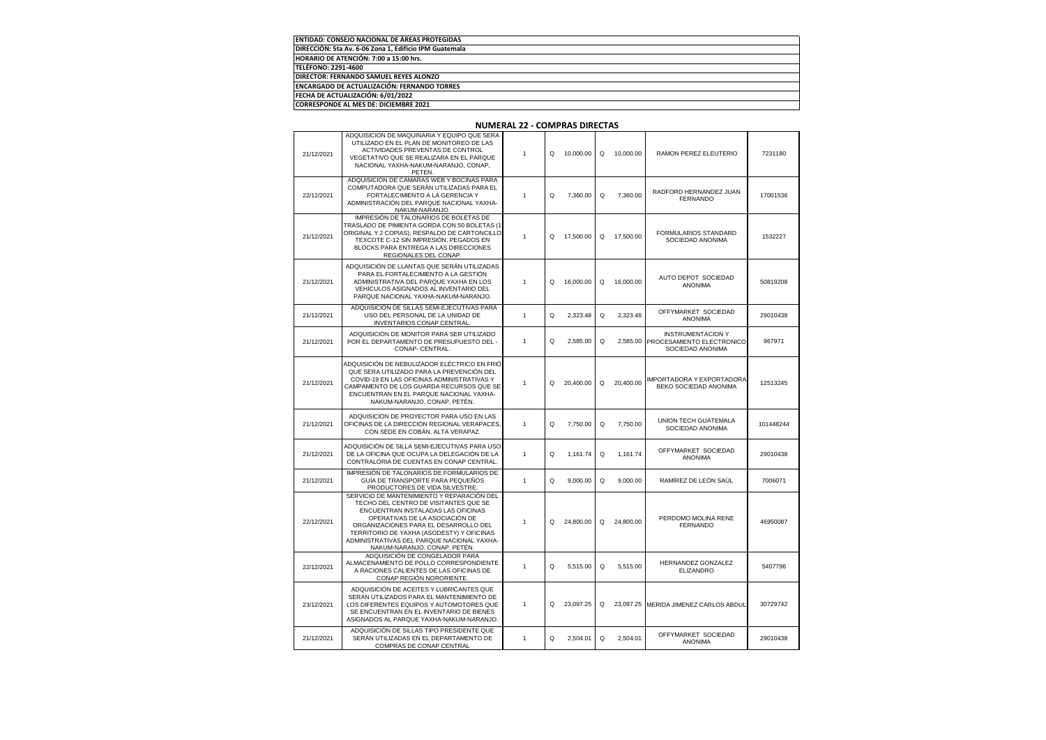| ENTIDAD: CONSEJO NACIONAL DE ÁREAS PROTEGIDAS |
|---|
| DIRECCIÓN: 5ta Av. 6-06 Zona 1, Edificio IPM Guatemala |
| HORARIO DE ATENCIÓN: 7:00 a 15:00 hrs. |
| TELÉFONO: 2291-4600 |
| DIRECTOR: FERNANDO SAMUEL REYES ALONZO |
| ENCARGADO DE ACTUALIZACIÓN: FERNANDO TORRES |
| FECHA DE ACTUALIZACIÓN: 6/01/2022 |
| CORRESPONDE AL MES DE: DICIEMBRE 2021 |

## NUMERAL 22 - COMPRAS DIRECTAS

| | | | | | | | | |
|---|---|---|---|---|---|---|---|---|
| 21/12/2021 | ADQUISICION DE MAQUINARIA Y EQUIPO QUE SERA UTILIZADO EN EL PLAN DE MONITOREO DE LAS ACTIVIDADES PREVENTAS DE CONTROL VEGETATIVO QUE SE REALIZARA EN EL PARQUE NACIONAL YAXHA-NAKUM-NARANJO, CONAP, PETEN. | 1 | Q | 10,000.00 | Q | 10,000.00 | RAMON PEREZ ELEUTERIO | 7231180 |
| 22/12/2021 | ADQUISICIÓN DE CAMARAS WEB Y BOCINAS PARA COMPUTADORA QUE SERÁN UTILIZADAS PARA EL FORTALECIMIENTO A LA GERENCIA Y ADMINISTRACIÓN DEL PARQUE NACIONAL YAXHA-NAKUM-NARANJO. | 1 | Q | 7,360.00 | Q | 7,360.00 | RADFORD HERNANDEZ JUAN FERNANDO | 17001536 |
| 21/12/2021 | IMPRESIÓN DE TALONARIOS DE BOLETAS DE TRASLADO DE PIMIENTA GORDA CON 50 BOLETAS (1 ORIGINAL Y 2 COPIAS), RESPALDO DE CARTONCILLO TEXCOTE C-12 SIN IMPRESIÓN, PEGADOS EN BLOCKS PARA ENTREGA A LAS DIRECCIONES REGIONALES DEL CONAP. | 1 | Q | 17,500.00 | Q | 17,500.00 | FORMULARIOS STANDARD SOCIEDAD ANONIMA | 1532227 |
| 21/12/2021 | ADQUISICIÓN DE LLANTAS QUE SERÁN UTILIZADAS PARA EL FORTALECIMIENTO A LA GESTIÓN ADMINISTRATIVA DEL PARQUE YAXHA EN LOS VEHÍCULOS ASIGNADOS AL INVENTARIO DEL PARQUE NACIONAL YAXHA-NAKUM-NARANJO. | 1 | Q | 16,000.00 | Q | 16,000.00 | AUTO DEPOT SOCIEDAD ANONIMA | 50819208 |
| 21/12/2021 | ADQUISICION DE SILLAS SEMI-EJECUTIVAS PARA USO DEL PERSONAL DE LA UNIDAD DE INVENTARIOS CONAP CENTRAL. | 1 | Q | 2,323.48 | Q | 2,323.48 | OFFYMARKET SOCIEDAD ANONIMA | 29010438 |
| 21/12/2021 | ADQUISICIÓN DE MONITOR PARA SER UTILIZADO POR EL DEPARTAMENTO DE PRESUPUESTO DEL - CONAP- CENTRAL. | 1 | Q | 2,585.00 | Q | 2,585.00 | INSTRUMENTACION Y PROCESAMIENTO ELECTRONICO SOCIEDAD ANONIMA | 967971 |
| 21/12/2021 | ADQUISICIÓN DE NEBULIZADOR ELÉCTRICO EN FRIÓ QUE SERA UTILIZADO PARA LA PREVENCIÓN DEL COVID-19 EN LAS OFICINAS ADMINISTRATIVAS Y CAMPAMENTO DE LOS GUARDA RECURSOS QUE SE ENCUENTRAN EN EL PARQUE NACIONAL YAXHA-NAKUM-NARANJO, CONAP, PETÉN. | 1 | Q | 20,400.00 | Q | 20,400.00 | IMPORTADORA Y EXPORTADORA BEKO SOCIEDAD ANONIMA | 12513245 |
| 21/12/2021 | ADQUISICIÓN DE PROYECTOR PARA USO EN LAS OFICINAS DE LA DIRECCIÓN REGIONAL VERAPACES, CON SEDE EN COBÁN, ALTA VERAPAZ. | 1 | Q | 7,750.00 | Q | 7,750.00 | UNION TECH GUATEMALA SOCIEDAD ANONIMA | 101448244 |
| 21/12/2021 | ADQUISICIÓN DE SILLA SEMI-EJECUTIVAS PARA USO DE LA OFICINA QUE OCUPA LA DELEGACIÓN DE LA CONTRALORIA DE CUENTAS EN CONAP CENTRAL. | 1 | Q | 1,161.74 | Q | 1,161.74 | OFFYMARKET SOCIEDAD ANONIMA | 29010438 |
| 21/12/2021 | IMPRESIÓN DE TALONARIOS DE FORMULARIOS DE GUÍA DE TRANSPORTE PARA PEQUEÑOS PRODUCTORES DE VIDA SILVESTRE. | 1 | Q | 9,000.00 | Q | 9,000.00 | RAMÍREZ DE LEÓN SAÚL | 7006071 |
| 22/12/2021 | SERVICIO DE MANTENIMIENTO Y REPARACIÓN DEL TECHO DEL CENTRO DE VISITANTES QUE SE ENCUENTRAN INSTALADAS LAS OFICINAS OPERATIVAS DE LA ASOCIACIÓN DE ORGANIZACIONES PARA EL DESARROLLO DEL TERRITORIO DE YAXHA (ASODESTY) Y OFICINAS ADMINISTRATIVAS DEL PARQUE NACIONAL YAXHA-NAKUM-NARANJO, CONAP, PETÉN. | 1 | Q | 24,800.00 | Q | 24,800.00 | PERDOMO MOLINA RENE FERNANDO | 46950087 |
| 22/12/2021 | ADQUISICIÓN DE CONGELADOR PARA ALMACENAMIENTO DE POLLO CORRESPONDIENTE A RACIONES CALIENTES DE LAS OFICINAS DE CONAP REGIÓN NORORIENTE. | 1 | Q | 5,515.00 | Q | 5,515.00 | HERNANDEZ GONZALEZ ELIZANDRO | 5407796 |
| 23/12/2021 | ADQUISICIÓN DE ACEITES Y LUBRICANTES QUE SERÁN UTILIZADOS PARA EL MANTENIMIENTO DE LOS DIFERENTES EQUIPOS Y AUTOMOTORES QUE SE ENCUENTRAN EN EL INVENTARIO DE BIENES ASIGNADOS AL PARQUE YAXHA-NAKUM-NARANJO. | 1 | Q | 23,097.25 | Q | 23,097.25 | MERIDA JIMENEZ CARLOS ABDUL | 30729742 |
| 21/12/2021 | ADQUISICIÓN DE SILLAS TIPO PRESIDENTE QUE SERÁN UTILIZADAS EN EL DEPARTAMENTO DE COMPRAS DE CONAP CENTRAL | 1 | Q | 2,504.01 | Q | 2,504.01 | OFFYMARKET SOCIEDAD ANONIMA | 29010438 |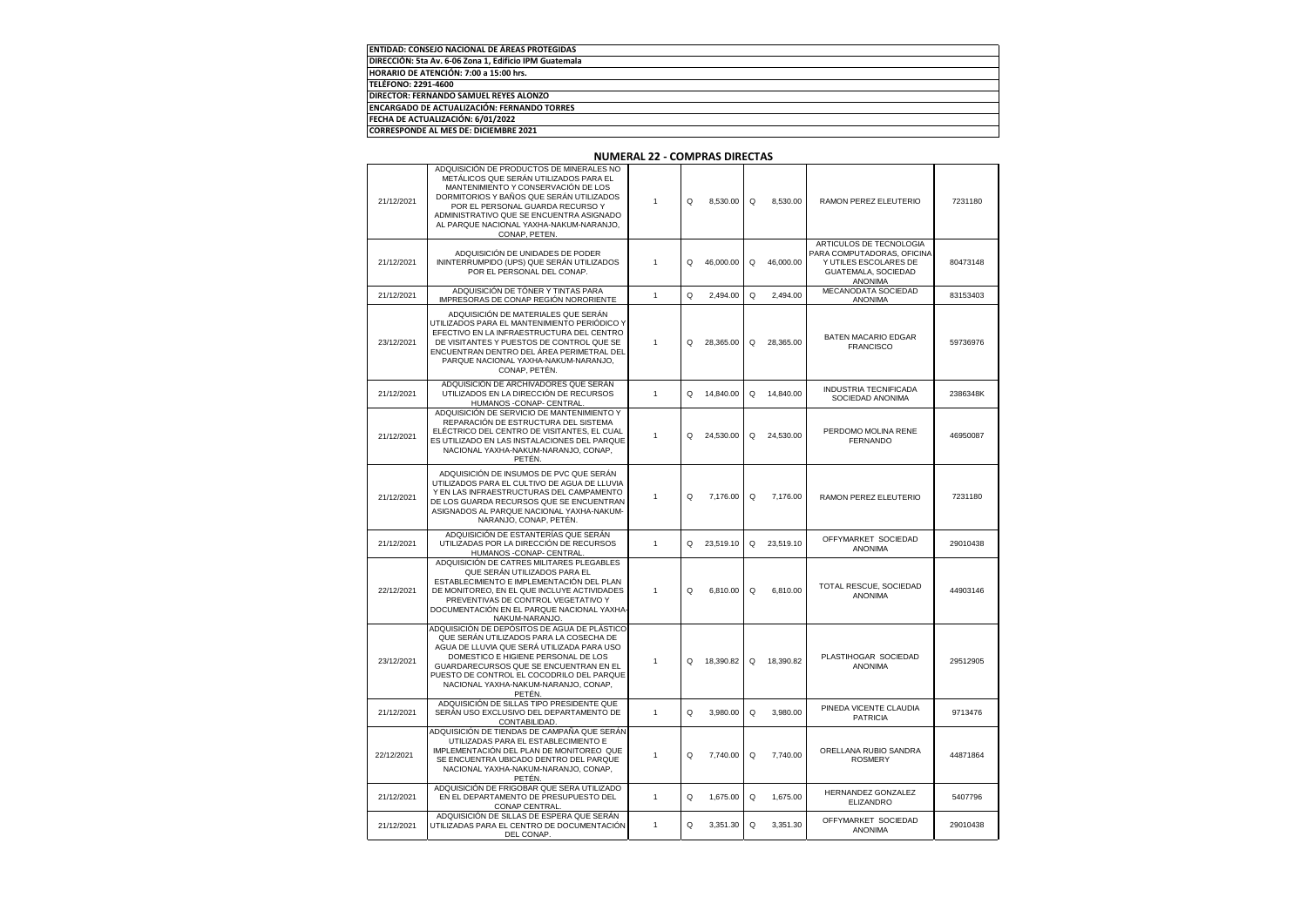**ENTIDAD: CONSEJO NACIONAL DE ÁREAS PROTEGIDAS**
**DIRECCIÓN: 5ta Av. 6-06 Zona 1, Edificio IPM Guatemala**
**HORARIO DE ATENCIÓN: 7:00 a 15:00 hrs.**
**TELÉFONO: 2291-4600**
**DIRECTOR: FERNANDO SAMUEL REYES ALONZO**
**ENCARGADO DE ACTUALIZACIÓN: FERNANDO TORRES**
**FECHA DE ACTUALIZACIÓN: 6/01/2022**
**CORRESPONDE AL MES DE: DICIEMBRE 2021**

## NUMERAL 22 - COMPRAS DIRECTAS

| | | | | | | | | |
|---|---|---|---|---|---|---|---|---|
| 21/12/2021 | ADQUISICIÓN DE PRODUCTOS DE MINERALES NO METÁLICOS QUE SERÁN UTILIZADOS PARA EL MANTENIMIENTO Y CONSERVACIÓN DE LOS DORMITORIOS Y BAÑOS QUE SERÁN UTILIZADOS POR EL PERSONAL GUARDA RECURSO Y ADMINISTRATIVO QUE SE ENCUENTRA ASIGNADO AL PARQUE NACIONAL YAXHA-NAKUM-NARANJO, CONAP, PETEN. | 1 | Q | 8,530.00 | Q | 8,530.00 | RAMON PEREZ ELEUTERIO | 7231180 |
| 21/12/2021 | ADQUISICIÓN DE UNIDADES DE PODER ININTERRUMPIDO (UPS) QUE SERÁN UTILIZADOS POR EL PERSONAL DEL CONAP. | 1 | Q | 46,000.00 | Q | 46,000.00 | ARTICULOS DE TECNOLOGIA PARA COMPUTADORAS, OFICINA Y UTILES ESCOLARES DE GUATEMALA, SOCIEDAD ANONIMA | 80473148 |
| 21/12/2021 | ADQUISICIÓN DE TÓNER Y TINTAS PARA IMPRESORAS DE CONAP REGIÓN NORORIENTE | 1 | Q | 2,494.00 | Q | 2,494.00 | MECANODATA SOCIEDAD ANONIMA | 83153403 |
| 23/12/2021 | ADQUISICIÓN DE MATERIALES QUE SERÁN UTILIZADOS PARA EL MANTENIMIENTO PERIÓDICO Y EFECTIVO EN LA INFRAESTRUCTURA DEL CENTRO DE VISITANTES Y PUESTOS DE CONTROL QUE SE ENCUENTRAN DENTRO DEL ÁREA PERIMETRAL DEL PARQUE NACIONAL YAXHA-NAKUM-NARANJO, CONAP, PETÉN. | 1 | Q | 28,365.00 | Q | 28,365.00 | BATEN MACARIO EDGAR FRANCISCO | 59736976 |
| 21/12/2021 | ADQUISICIÓN DE ARCHIVADORES QUE SERÁN UTILIZADOS EN LA DIRECCIÓN DE RECURSOS HUMANOS -CONAP- CENTRAL. | 1 | Q | 14,840.00 | Q | 14,840.00 | INDUSTRIA TECNIFICADA SOCIEDAD ANONIMA | 2386348K |
| 21/12/2021 | ADQUISICIÓN DE SERVICIO DE MANTENIMIENTO Y REPARACIÓN DE ESTRUCTURA DEL SISTEMA ELÉCTRICO DEL CENTRO DE VISITANTES, EL CUAL ES UTILIZADO EN LAS INSTALACIONES DEL PARQUE NACIONAL YAXHA-NAKUM-NARANJO, CONAP, PETÉN. | 1 | Q | 24,530.00 | Q | 24,530.00 | PERDOMO MOLINA RENE FERNANDO | 46950087 |
| 21/12/2021 | ADQUISICIÓN DE INSUMOS DE PVC QUE SERÁN UTILIZADOS PARA EL CULTIVO DE AGUA DE LLUVIA Y EN LAS INFRAESTRUCTURAS DEL CAMPAMENTO DE LOS GUARDA RECURSOS QUE SE ENCUENTRAN ASIGNADOS AL PARQUE NACIONAL YAXHA-NAKUM-NARANJO, CONAP, PETÉN. | 1 | Q | 7,176.00 | Q | 7,176.00 | RAMON PEREZ ELEUTERIO | 7231180 |
| 21/12/2021 | ADQUISICIÓN DE ESTANTERÍAS QUE SERÁN UTILIZADAS POR LA DIRECCIÓN DE RECURSOS HUMANOS -CONAP- CENTRAL. | 1 | Q | 23,519.10 | Q | 23,519.10 | OFFYMARKET SOCIEDAD ANONIMA | 29010438 |
| 22/12/2021 | ADQUISICIÓN DE CATRES MILITARES PLEGABLES QUE SERÁN UTILIZADOS PARA EL ESTABLECIMIENTO E IMPLEMENTACIÓN DEL PLAN DE MONITOREO, EN EL QUE INCLUYE ACTIVIDADES PREVENTIVAS DE CONTROL VEGETATIVO Y DOCUMENTACIÓN EN EL PARQUE NACIONAL YAXHA-NAKUM-NARANJO. | 1 | Q | 6,810.00 | Q | 6,810.00 | TOTAL RESCUE, SOCIEDAD ANONIMA | 44903146 |
| 23/12/2021 | ADQUISICIÓN DE DEPÓSITOS DE AGUA DE PLÁSTICO QUE SERÁN UTILIZADOS PARA LA COSECHA DE AGUA DE LLUVIA QUE SERÁ UTILIZADA PARA USO DOMESTICO E HIGIENE PERSONAL DE LOS GUARDARECURSOS QUE SE ENCUENTRAN EN EL PUESTO DE CONTROL EL COCODRILO DEL PARQUE NACIONAL YAXHA-NAKUM-NARANJO, CONAP, PETÉN. | 1 | Q | 18,390.82 | Q | 18,390.82 | PLASTIHOGAR SOCIEDAD ANONIMA | 29512905 |
| 21/12/2021 | ADQUISICIÓN DE SILLAS TIPO PRESIDENTE QUE SERÁN USO EXCLUSIVO DEL DEPARTAMENTO DE CONTABILIDAD. | 1 | Q | 3,980.00 | Q | 3,980.00 | PINEDA VICENTE CLAUDIA PATRICIA | 9713476 |
| 22/12/2021 | ADQUISICIÓN DE TIENDAS DE CAMPAÑA QUE SERÁN UTILIZADAS PARA EL ESTABLECIMIENTO E IMPLEMENTACIÓN DEL PLAN DE MONITOREO QUE SE ENCUENTRA UBICADO DENTRO DEL PARQUE NACIONAL YAXHA-NAKUM-NARANJO, CONAP, PETÉN. | 1 | Q | 7,740.00 | Q | 7,740.00 | ORELLANA RUBIO SANDRA ROSMERY | 44871864 |
| 21/12/2021 | ADQUISICIÓN DE FRIGOBAR QUE SERA UTILIZADO EN EL DEPARTAMENTO DE PRESUPUESTO DEL CONAP CENTRAL. | 1 | Q | 1,675.00 | Q | 1,675.00 | HERNANDEZ GONZALEZ ELIZANDRO | 5407796 |
| 21/12/2021 | ADQUISICIÓN DE SILLAS DE ESPERA QUE SERÁN UTILIZADAS PARA EL CENTRO DE DOCUMENTACIÓN DEL CONAP. | 1 | Q | 3,351.30 | Q | 3,351.30 | OFFYMARKET SOCIEDAD ANONIMA | 29010438 |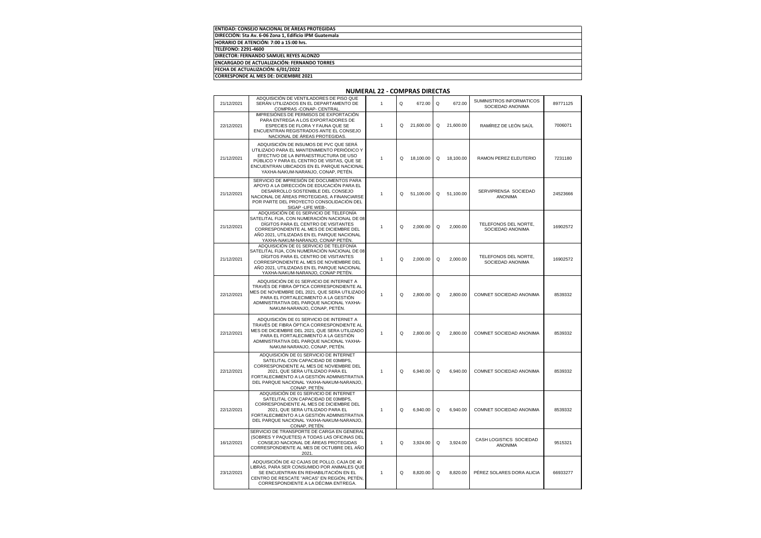| ENTIDAD: CONSEJO NACIONAL DE ÁREAS PROTEGIDAS |
|---|
| DIRECCIÓN: 5ta Av. 6-06 Zona 1, Edificio IPM Guatemala |
| HORARIO DE ATENCIÓN: 7:00 a 15:00 hrs. |
| TELÉFONO: 2291-4600 |
| DIRECTOR: FERNANDO SAMUEL REYES ALONZO |
| ENCARGADO DE ACTUALIZACIÓN: FERNANDO TORRES |
| FECHA DE ACTUALIZACIÓN: 6/01/2022 |
| CORRESPONDE AL MES DE: DICIEMBRE 2021 |

## NUMERAL 22 - COMPRAS DIRECTAS

| | | | | | | | | |
|---|---|---|---|---|---|---|---|---|
| 21/12/2021 | ADQUISICIÓN DE VENTILADORES DE PISO QUE SERÁN UTILIZADOS EN EL DEPARTAMENTO DE COMPRAS -CONAP- CENTRAL. | 1 | Q | 672.00 | Q | 672.00 | SUMINISTROS INFORMATICOS SOCIEDAD ANONIMA | 89771125 |
| 22/12/2021 | IMPRESIONES DE PERMISOS DE EXPORTACIÓN PARA ENTREGA A LOS EXPORTADORES DE ESPECIES DE FLORA Y FAUNA QUE SE ENCUENTRAN REGISTRADOS ANTE EL CONSEJO NACIONAL DE ÁREAS PROTEGIDAS. | 1 | Q | 21,600.00 | Q | 21,600.00 | RAMÍREZ DE LEÓN SAÚL | 7006071 |
| 21/12/2021 | ADQUISICIÓN DE INSUMOS DE PVC QUE SERÁ UTILIZADO PARA EL MANTENIMIENTO PERIÓDICO Y EFECTIVO DE LA INFRAESTRUCTURA DE USO PÚBLICO Y PARA EL CENTRO DE VISITAS, QUE SE ENCUENTRAN UBICADOS EN EL PARQUE NACIONAL YAXHA-NAKUM-NARANJO, CONAP, PETÉN. | 1 | Q | 18,100.00 | Q | 18,100.00 | RAMON PEREZ ELEUTERIO | 7231180 |
| 21/12/2021 | SERVICIO DE IMPRESIÓN DE DOCUMENTOS PARA APOYO A LA DIRECCIÓN DE EDUCACIÓN PARA EL DESARROLLO SOSTENIBLE DEL CONSEJO NACIONAL DE ÁREAS PROTEGIDAS, A FINANCIARSE POR PARTE DEL PROYECTO CONSOLIDACIÓN DEL SIGAP -LIFE WEB-. | 1 | Q | 51,100.00 | Q | 51,100.00 | SERVIPRENSA SOCIEDAD ANONIMA | 24523666 |
| 21/12/2021 | ADQUISICIÓN DE 01 SERVICIO DE TELEFONÍA SATELITAL FIJA, CON NUMERACIÓN NACIONAL DE 08 DÍGITOS PARA EL CENTRO DE VISITANTES CORRESPONDIENTE AL MES DE DICIEMBRE DEL AÑO 2021, UTILIZADAS EN EL PARQUE NACIONAL YAXHA-NAKUM-NARANJO, CONAP PETÉN. | 1 | Q | 2,000.00 | Q | 2,000.00 | TELEFONOS DEL NORTE, SOCIEDAD ANONIMA | 16902572 |
| 21/12/2021 | ADQUISICIÓN DE 01 SERVICIO DE TELEFONÍA SATELITAL FIJA, CON NUMERACIÓN NACIONAL DE 08 DÍGITOS PARA EL CENTRO DE VISITANTES CORRESPONDIENTE AL MES DE NOVIEMBRE DEL AÑO 2021, UTILIZADAS EN EL PARQUE NACIONAL YAXHA-NAKUM-NARANJO, CONAP PETÉN. | 1 | Q | 2,000.00 | Q | 2,000.00 | TELEFONOS DEL NORTE, SOCIEDAD ANONIMA | 16902572 |
| 22/12/2021 | ADQUISICIÓN DE 01 SERVICIO DE INTERNET A TRAVÉS DE FIBRA ÓPTICA CORRESPONDIENTE AL MES DE NOVIEMBRE DEL 2021, QUE SERA UTILIZADO PARA EL FORTALECIMIENTO A LA GESTIÓN ADMINISTRATIVA DEL PARQUE NACIONAL YAXHA-NAKUM-NARANJO, CONAP, PETÉN. | 1 | Q | 2,800.00 | Q | 2,800.00 | COMNET SOCIEDAD ANONIMA | 8539332 |
| 22/12/2021 | ADQUISICIÓN DE 01 SERVICIO DE INTERNET A TRAVÉS DE FIBRA ÓPTICA CORRESPONDIENTE AL MES DE DICIEMBRE DEL 2021, QUE SERA UTILIZADO PARA EL FORTALECIMIENTO A LA GESTIÓN ADMINISTRATIVA DEL PARQUE NACIONAL YAXHA-NAKUM-NARANJO, CONAP, PETÉN. | 1 | Q | 2,800.00 | Q | 2,800.00 | COMNET SOCIEDAD ANONIMA | 8539332 |
| 22/12/2021 | ADQUISICIÓN DE 01 SERVICIO DE INTERNET SATELITAL CON CAPACIDAD DE 03MBPS, CORRESPONDIENTE AL MES DE NOVIEMBRE DEL 2021, QUE SERA UTILIZADO PARA EL FORTALECIMIENTO A LA GESTIÓN ADMINISTRATIVA DEL PARQUE NACIONAL YAXHA-NAKUM-NARANJO, CONAP, PETÉN. | 1 | Q | 6,940.00 | Q | 6,940.00 | COMNET SOCIEDAD ANONIMA | 8539332 |
| 22/12/2021 | ADQUISICIÓN DE 01 SERVICIO DE INTERNET SATELITAL CON CAPACIDAD DE 03MBPS, CORRESPONDIENTE AL MES DE DICIEMBRE DEL 2021, QUE SERA UTILIZADO PARA EL FORTALECIMIENTO A LA GESTIÓN ADMINISTRATIVA DEL PARQUE NACIONAL YAXHA-NAKUM-NARANJO, CONAP, PETÉN. | 1 | Q | 6,940.00 | Q | 6,940.00 | COMNET SOCIEDAD ANONIMA | 8539332 |
| 16/12/2021 | SERVICIO DE TRANSPORTE DE CARGA EN GENERAL (SOBRES Y PAQUETES) A TODAS LAS OFICINAS DEL CONSEJO NACIONAL DE ÁREAS PROTEGIDAS CORRESPONDIENTE AL MES DE OCTUBRE DEL AÑO 2021. | 1 | Q | 3,924.00 | Q | 3,924.00 | CASH LOGISTICS SOCIEDAD ANONIMA | 9515321 |
| 23/12/2021 | ADQUISICIÓN DE 42 CAJAS DE POLLO, CAJA DE 40 LIBRAS, PARA SER CONSUMIDO POR ANIMALES QUE SE ENCUENTRAN EN REHABILITACIÓN EN EL CENTRO DE RESCATE "ARCAS" EN REGIÓN, PETÉN, CORRESPONDIENTE A LA DÉCIMA ENTREGA. | 1 | Q | 8,820.00 | Q | 8,820.00 | PÉREZ SOLARES DORA ALICIA | 66933277 |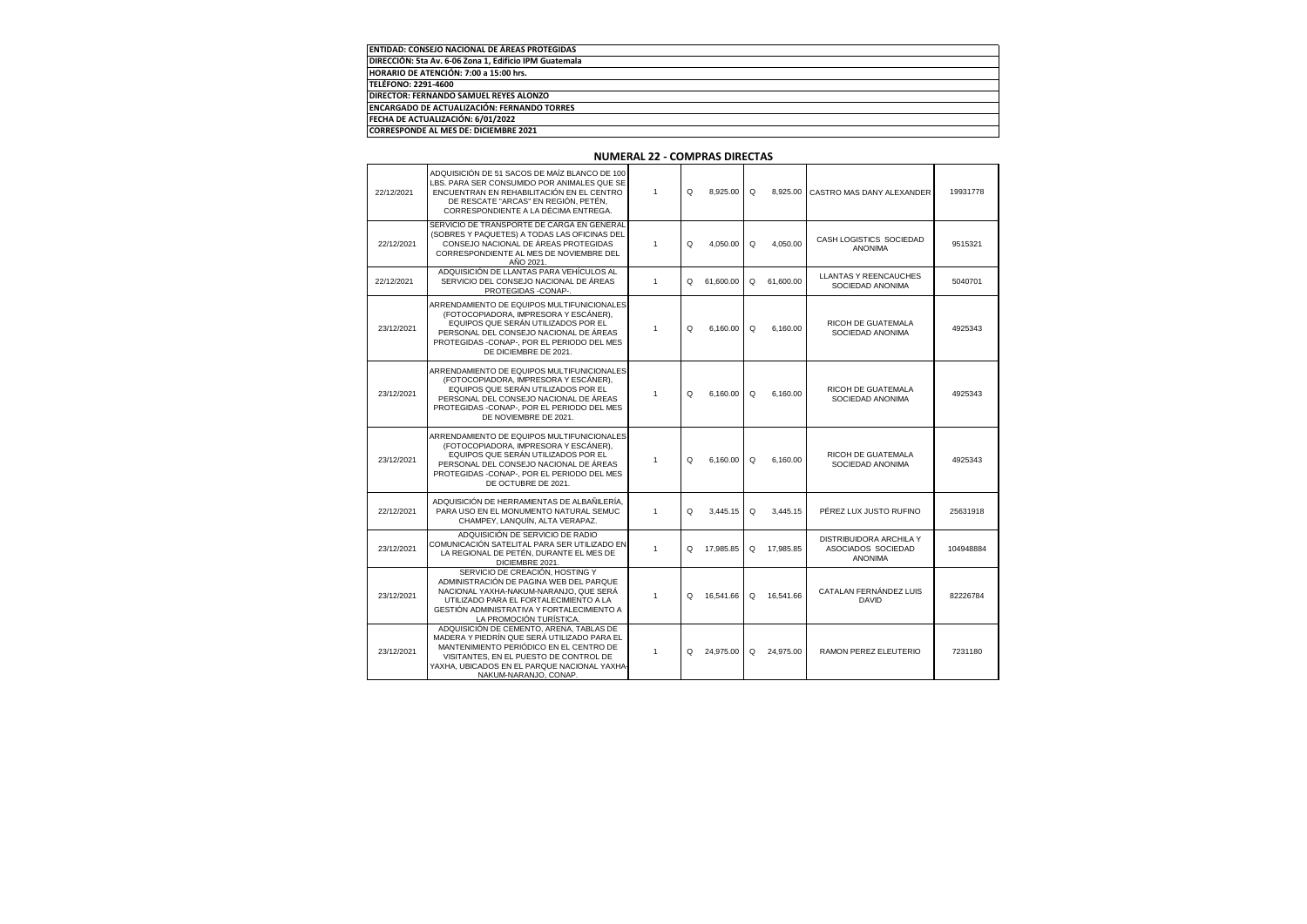| |
|---|
| **ENTIDAD: CONSEJO NACIONAL DE ÁREAS PROTEGIDAS** |
| **DIRECCIÓN: 5ta Av. 6-06 Zona 1, Edificio IPM Guatemala** |
| **HORARIO DE ATENCIÓN: 7:00 a 15:00 hrs.** |
| **TELÉFONO: 2291-4600** |
| **DIRECTOR: FERNANDO SAMUEL REYES ALONZO** |
| **ENCARGADO DE ACTUALIZACIÓN: FERNANDO TORRES** |
| **FECHA DE ACTUALIZACIÓN: 6/01/2022** |
| **CORRESPONDE AL MES DE: DICIEMBRE 2021** |

## NUMERAL 22 - COMPRAS DIRECTAS

| | | | | | | | | |
|---|---|---|---|---|---|---|---|---|
| 22/12/2021 | ADQUISICIÓN DE 51 SACOS DE MAÍZ BLANCO DE 100 LBS. PARA SER CONSUMIDO POR ANIMALES QUE SE ENCUENTRAN EN REHABILITACIÓN EN EL CENTRO DE RESCATE "ARCAS" EN REGIÓN, PETÉN, CORRESPONDIENTE A LA DÉCIMA ENTREGA. | 1 | Q | 8,925.00 | Q | 8,925.00 | CASTRO MAS DANY ALEXANDER | 19931778 |
| 22/12/2021 | SERVICIO DE TRANSPORTE DE CARGA EN GENERAL (SOBRES Y PAQUETES) A TODAS LAS OFICINAS DEL CONSEJO NACIONAL DE ÁREAS PROTEGIDAS CORRESPONDIENTE AL MES DE NOVIEMBRE DEL AÑO 2021. | 1 | Q | 4,050.00 | Q | 4,050.00 | CASH LOGISTICS SOCIEDAD ANONIMA | 9515321 |
| 22/12/2021 | ADQUISICIÓN DE LLANTAS PARA VEHÍCULOS AL SERVICIO DEL CONSEJO NACIONAL DE ÁREAS PROTEGIDAS -CONAP-. | 1 | Q | 61,600.00 | Q | 61,600.00 | LLANTAS Y REENCAUCHES SOCIEDAD ANONIMA | 5040701 |
| 23/12/2021 | ARRENDAMIENTO DE EQUIPOS MULTIFUNCIONALES (FOTOCOPIADORA, IMPRESORA Y ESCÁNER), EQUIPOS QUE SERÁN UTILIZADOS POR EL PERSONAL DEL CONSEJO NACIONAL DE ÁREAS PROTEGIDAS -CONAP-, POR EL PERIODO DEL MES DE DICIEMBRE DE 2021. | 1 | Q | 6,160.00 | Q | 6,160.00 | RICOH DE GUATEMALA SOCIEDAD ANONIMA | 4925343 |
| 23/12/2021 | ARRENDAMIENTO DE EQUIPOS MULTIFUNCIONALES (FOTOCOPIADORA, IMPRESORA Y ESCÁNER), EQUIPOS QUE SERÁN UTILIZADOS POR EL PERSONAL DEL CONSEJO NACIONAL DE ÁREAS PROTEGIDAS -CONAP-, POR EL PERIODO DEL MES DE NOVIEMBRE DE 2021. | 1 | Q | 6,160.00 | Q | 6,160.00 | RICOH DE GUATEMALA SOCIEDAD ANONIMA | 4925343 |
| 23/12/2021 | ARRENDAMIENTO DE EQUIPOS MULTIFUNCIONALES (FOTOCOPIADORA, IMPRESORA Y ESCÁNER), EQUIPOS QUE SERÁN UTILIZADOS POR EL PERSONAL DEL CONSEJO NACIONAL DE ÁREAS PROTEGIDAS -CONAP-, POR EL PERIODO DEL MES DE OCTUBRE DE 2021. | 1 | Q | 6,160.00 | Q | 6,160.00 | RICOH DE GUATEMALA SOCIEDAD ANONIMA | 4925343 |
| 22/12/2021 | ADQUISICIÓN DE HERRAMIENTAS DE ALBAÑILERÍA, PARA USO EN EL MONUMENTO NATURAL SEMUC CHAMPEY, LANQUÍN, ALTA VERAPAZ. | 1 | Q | 3,445.15 | Q | 3,445.15 | PÉREZ LUX JUSTO RUFINO | 25631918 |
| 23/12/2021 | ADQUISICIÓN DE SERVICIO DE RADIO COMUNICACIÓN SATELITAL PARA SER UTILIZADO EN LA REGIONAL DE PETÉN, DURANTE EL MES DE DICIEMBRE 2021. | 1 | Q | 17,985.85 | Q | 17,985.85 | DISTRIBUIDORA ARCHILA Y ASOCIADOS SOCIEDAD ANONIMA | 104948884 |
| 23/12/2021 | SERVICIO DE CREACIÓN, HOSTING Y ADMINISTRACIÓN DE PAGINA WEB DEL PARQUE NACIONAL YAXHA-NAKUM-NARANJO, QUE SERÁ UTILIZADO PARA EL FORTALECIMIENTO A LA GESTIÓN ADMINISTRATIVA Y FORTALECIMIENTO A LA PROMOCIÓN TURÍSTICA. | 1 | Q | 16,541.66 | Q | 16,541.66 | CATALAN FERNÁNDEZ LUIS DAVID | 82226784 |
| 23/12/2021 | ADQUISICIÓN DE CEMENTO, ARENA, TABLAS DE MADERA Y PIEDRÍN QUE SERÁ UTILIZADO PARA EL MANTENIMIENTO PERIÓDICO EN EL CENTRO DE VISITANTES, EN EL PUESTO DE CONTROL DE YAXHA, UBICADOS EN EL PARQUE NACIONAL YAXHA-NAKUM-NARANJO, CONAP. | 1 | Q | 24,975.00 | Q | 24,975.00 | RAMON PEREZ ELEUTERIO | 7231180 |